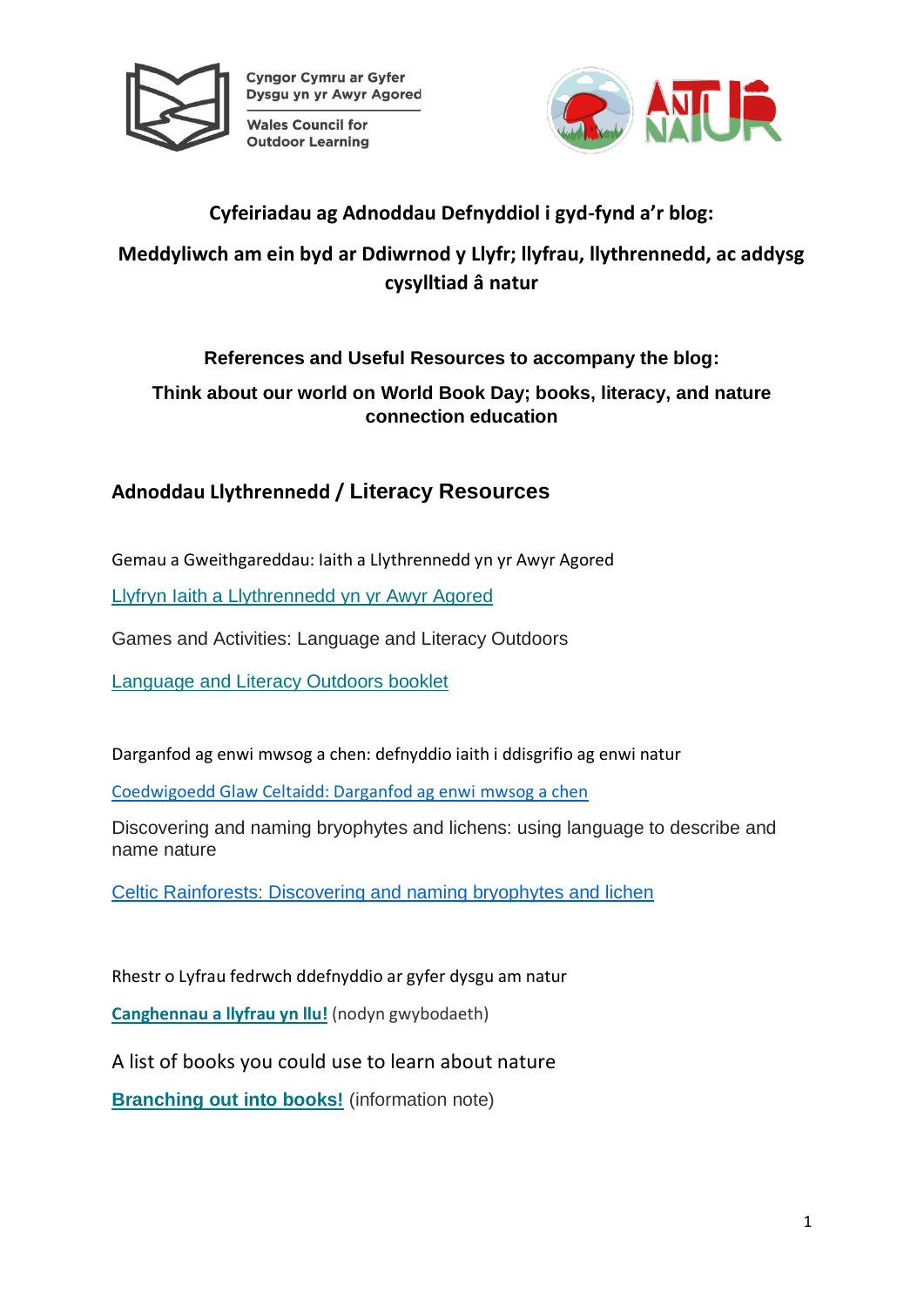Cyngor Cymru ar Gyfer Dysgu yn yr Awyr Agored

Wales Council for Outdoor Learning

**Cyfeiriadau ag Adnoddau Defnyddiol i gyd-fynd a'r blog:**

**Meddyliwch am ein byd ar Ddiwrnod y Llyfr; llyfrau, llythrennedd, ac addysg cysylltiad â natur**

**References and Useful Resources to accompany the blog:**

**Think about our world on World Book Day; books, literacy, and nature connection education**

## Adnoddau Llythrennedd / Literacy Resources

Gemau a Gweithgareddau: Iaith a Llythrennedd yn yr Awyr Agored

Llyfryn Iaith a Llythrennedd yn yr Awyr Agored

Games and Activities: Language and Literacy Outdoors

Language and Literacy Outdoors booklet

Darganfod ag enwi mwsog a chen: defnyddio iaith i ddisgrifio ag enwi natur

Coedwigoedd Glaw Celtaidd: Darganfod ag enwi mwsog a chen

Discovering and naming bryophytes and lichens: using language to describe and name nature

Celtic Rainforests: Discovering and naming bryophytes and lichen

Rhestr o Lyfrau fedrwch ddefnyddio ar gyfer dysgu am natur

**Canghennau a llyfrau yn llu!** (nodyn gwybodaeth)

A list of books you could use to learn about nature

**Branching out into books!** (information note)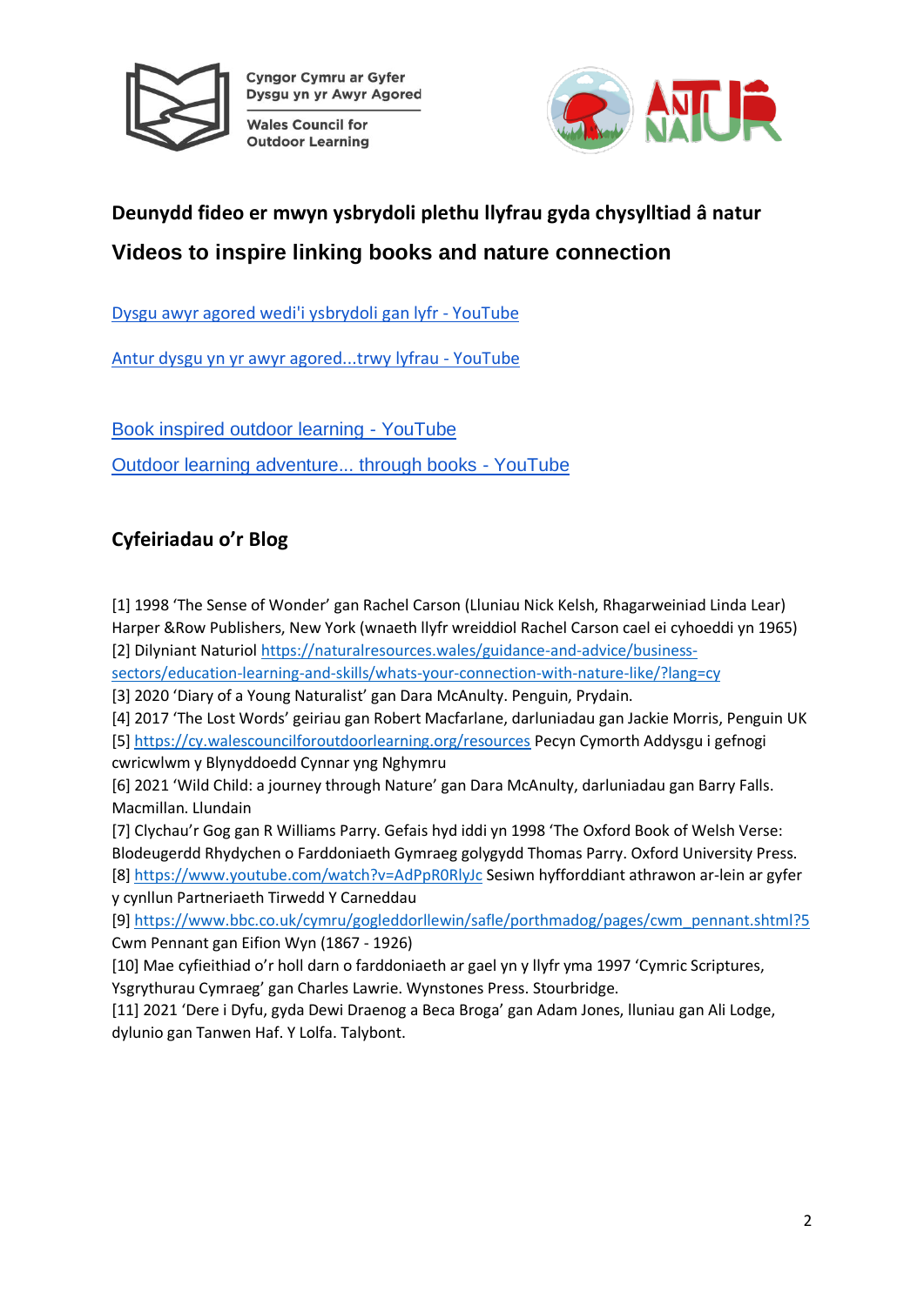Cyngor Cymru ar Gyfer Dysgu yn yr Awyr Agored

Wales Council for Outdoor Learning

## Deunydd fideo er mwyn ysbrydoli plethu llyfrau gyda chysylltiad â natur

## Videos to inspire linking books and nature connection

[Dysgu awyr agored wedi'i ysbrydoli gan lyfr - YouTube]()

[Antur dysgu yn yr awyr agored...trwy lyfrau - YouTube]()

[Book inspired outdoor learning - YouTube]()

[Outdoor learning adventure... through books - YouTube]()

## Cyfeiriadau o'r Blog

[1] 1998 'The Sense of Wonder' gan Rachel Carson (Lluniau Nick Kelsh, Rhagarweiniad Linda Lear) Harper &Row Publishers, New York (wnaeth llyfr wreiddiol Rachel Carson cael ei cyhoeddi yn 1965)

[2] Dilyniant Naturiol https://naturalresources.wales/guidance-and-advice/business-sectors/education-learning-and-skills/whats-your-connection-with-nature-like/?lang=cy

[3] 2020 'Diary of a Young Naturalist' gan Dara McAnulty. Penguin, Prydain.

[4] 2017 'The Lost Words' geiriau gan Robert Macfarlane, darluniadau gan Jackie Morris, Penguin UK

[5] https://cy.walescounciloutdoorlearning.org/resources Pecyn Cymorth Addysgu i gefnogi cwricwlwm y Blynyddoedd Cynnar yng Nghymru

[6] 2021 'Wild Child: a journey through Nature' gan Dara McAnulty, darluniadau gan Barry Falls. Macmillan. Llundain

[7] Clychau'r Gog gan R Williams Parry. Gefais hyd iddi yn 1998 'The Oxford Book of Welsh Verse: Blodeugerdd Rhydychen o Farddoniaeth Gymraeg golygydd Thomas Parry. Oxford University Press.

[8] https://www.youtube.com/watch?v=AdPpR0RlyJc Sesiwn hyfforddiant athrawon ar-lein ar gyfer y cynllun Partneriaeth Tirwedd Y Carneddau

[9] https://www.bbc.co.uk/cymru/gogleddorllewin/safle/porthmadog/pages/cwm_pennant.shtml?5 Cwm Pennant gan Eifion Wyn (1867 - 1926)

[10] Mae cyfieithiad o'r holl darn o farddoniaeth ar gael yn y llyfr yma 1997 'Cymric Scriptures, Ysgrythurau Cymraeg' gan Charles Lawrie. Wynstones Press. Stourbridge.

[11] 2021 'Dere i Dyfu, gyda Dewi Draenog a Beca Broga' gan Adam Jones, lluniau gan Ali Lodge, dylunio gan Tanwen Haf. Y Lolfa. Talybont.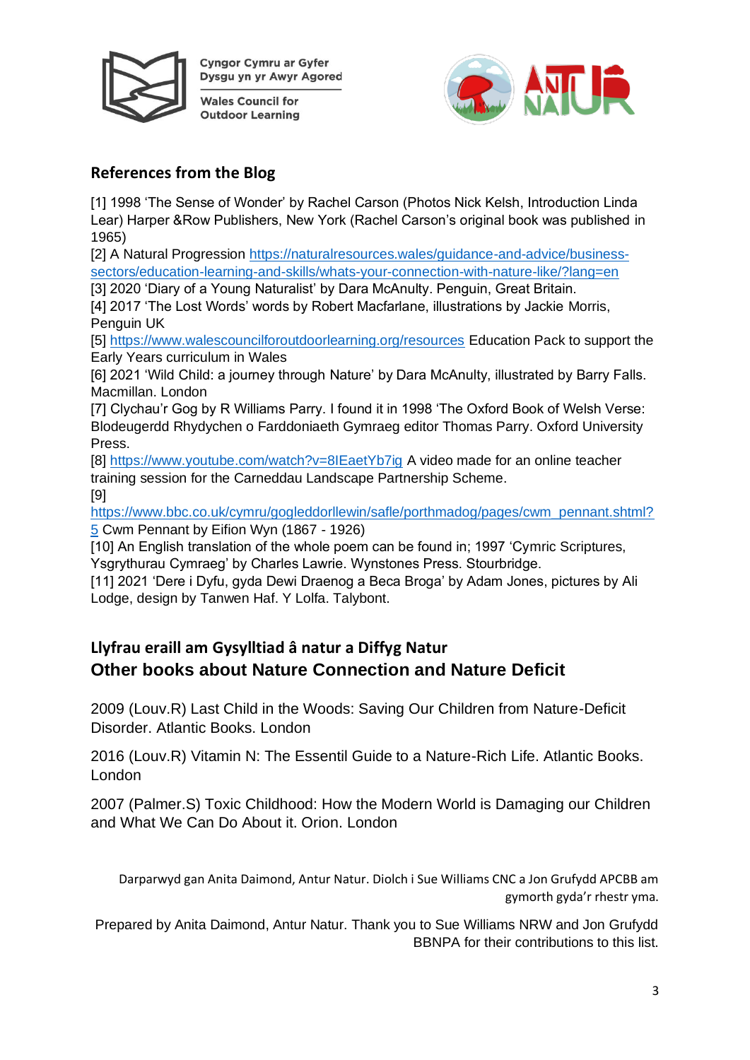## References from the Blog

[1] 1998 'The Sense of Wonder' by Rachel Carson (Photos Nick Kelsh, Introduction Linda Lear) Harper &Row Publishers, New York (Rachel Carson's original book was published in 1965)
[2] A Natural Progression https://naturalresources.wales/guidance-and-advice/business-sectors/education-learning-and-skills/whats-your-connection-with-nature-like/?lang=en
[3] 2020 'Diary of a Young Naturalist' by Dara McAnulty. Penguin, Great Britain.
[4] 2017 'The Lost Words' words by Robert Macfarlane, illustrations by Jackie Morris, Penguin UK
[5] https://www.walescouncilforoutdoorlearning.org/resources Education Pack to support the Early Years curriculum in Wales
[6] 2021 'Wild Child: a journey through Nature' by Dara McAnulty, illustrated by Barry Falls. Macmillan. London
[7] Clychau'r Gog by R Williams Parry. I found it in 1998 'The Oxford Book of Welsh Verse: Blodeugerdd Rhydychen o Farddoniaeth Gymraeg editor Thomas Parry. Oxford University Press.
[8] https://www.youtube.com/watch?v=8IEaetYb7ig A video made for an online teacher training session for the Carneddau Landscape Partnership Scheme.
[9] https://www.bbc.co.uk/cymru/gogleddorllewin/safle/porthmadog/pages/cwm_pennant.shtml?5 Cwm Pennant by Eifion Wyn (1867 - 1926)
[10] An English translation of the whole poem can be found in; 1997 'Cymric Scriptures, Ysgrythurau Cymraeg' by Charles Lawrie. Wynstones Press. Stourbridge.
[11] 2021 'Dere i Dyfu, gyda Dewi Draenog a Beca Broga' by Adam Jones, pictures by Ali Lodge, design by Tanwen Haf. Y Lolfa. Talybont.

## Llyfrau eraill am Gysylltiad â natur a Diffyg Natur
## Other books about Nature Connection and Nature Deficit

2009 (Louv.R) Last Child in the Woods: Saving Our Children from Nature-Deficit Disorder. Atlantic Books. London

2016 (Louv.R) Vitamin N: The Essentil Guide to a Nature-Rich Life. Atlantic Books. London

2007 (Palmer.S) Toxic Childhood: How the Modern World is Damaging our Children and What We Can Do About it. Orion. London

Darparwyd gan Anita Daimond, Antur Natur. Diolch i Sue Williams CNC a Jon Grufydd APCBB am gymorth gyda'r rhestr yma.

Prepared by Anita Daimond, Antur Natur. Thank you to Sue Williams NRW and Jon Grufydd BBNPA for their contributions to this list.